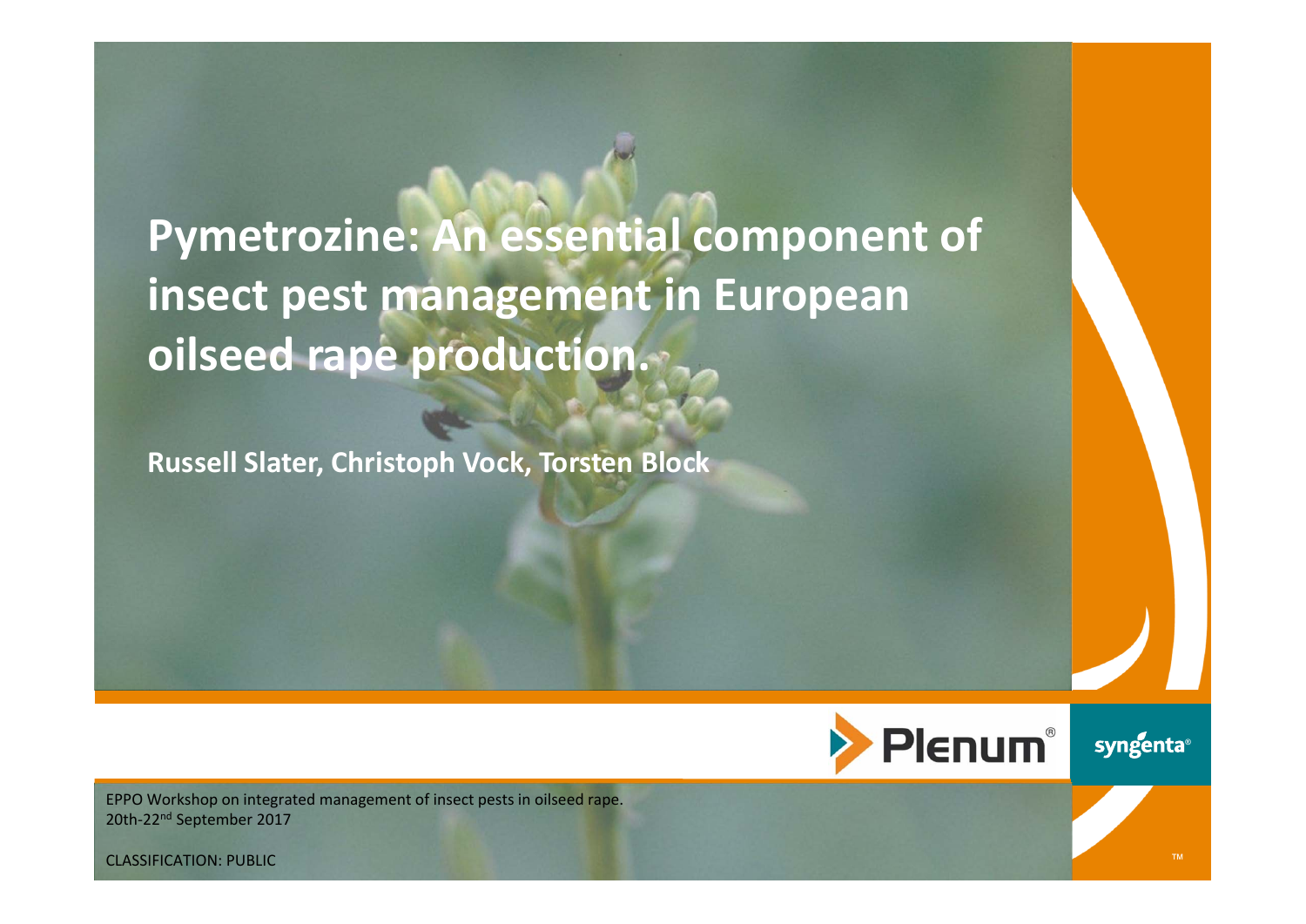# Pymetrozine: An essential component of insect pest management in European oilseed rape production.

**Russell Slater, Christoph Vock, Torsten Block**

Plenum®

syngenta®

EPPO Workshop on integrated management of insect pests in oilseed rape.
20th-22nd September 2017

CLASSIFICATION: PUBLIC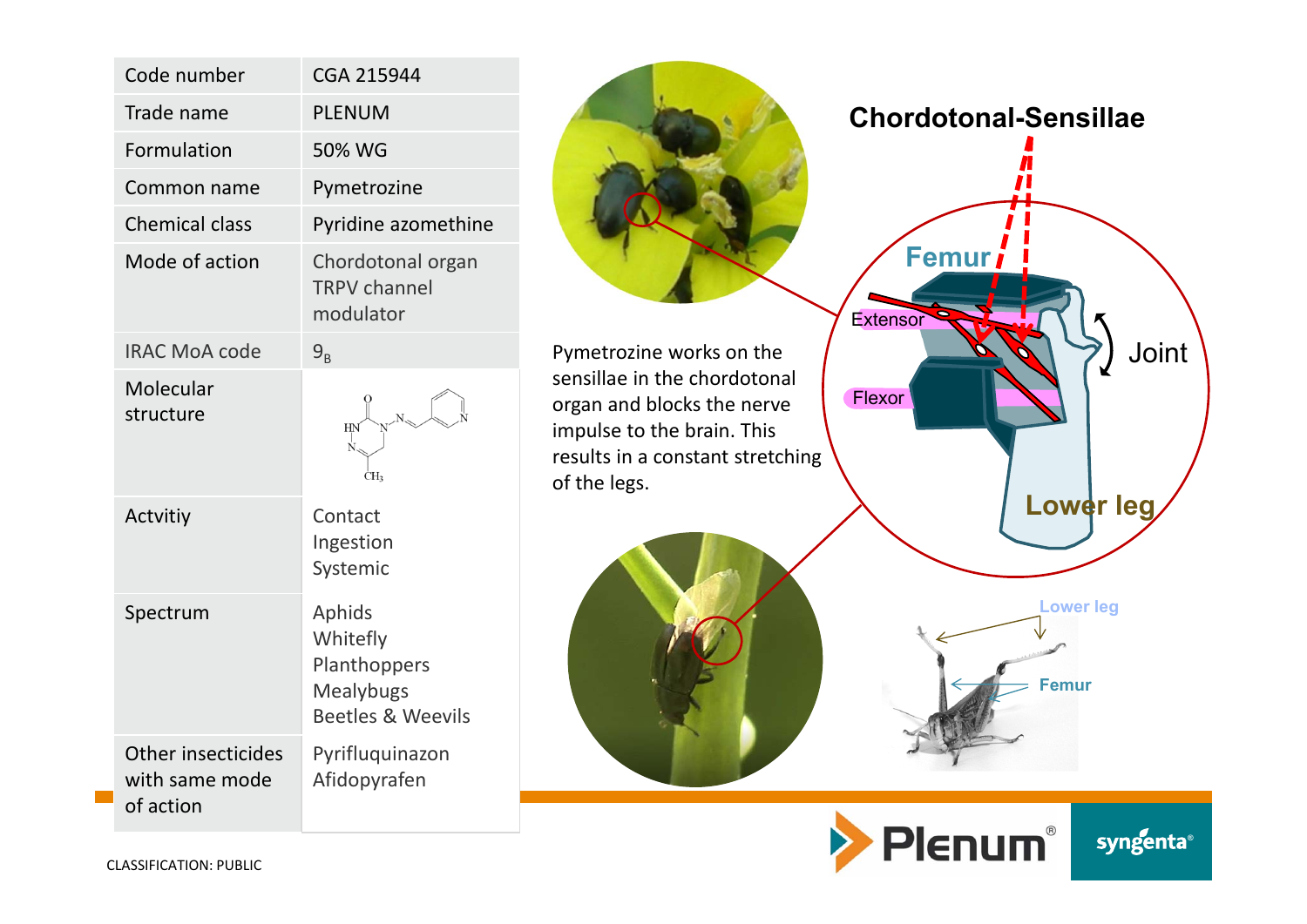| Code number | CGA 215944 |
| --- | --- |
| Trade name | PLENUM |
| Formulation | 50% WG |
| Common name | Pymetrozine |
| Chemical class | Pyridine azomethine |
| Mode of action | Chordotonal organ TRPV channel modulator |
| IRAC MoA code | $9_B$ |
| Molecular structure | |
| Actvitiy | Contact<br>Ingestion<br>Systemic |
| Spectrum | Aphids<br>Whitefly<br>Planthoppers<br>Mealybugs<br>Beetles & Weevils |
| Other insecticides with same mode of action | Pyrifluquinazon<br>Afidopyrafen |

Pymetrozine works on the sensillae in the chordotonal organ and blocks the nerve impulse to the brain. This results in a constant stretching of the legs.

Chordotonal-Sensillae

Femur

Extensor

Flexor

Joint

Lower leg

CLASSIFICATION: PUBLIC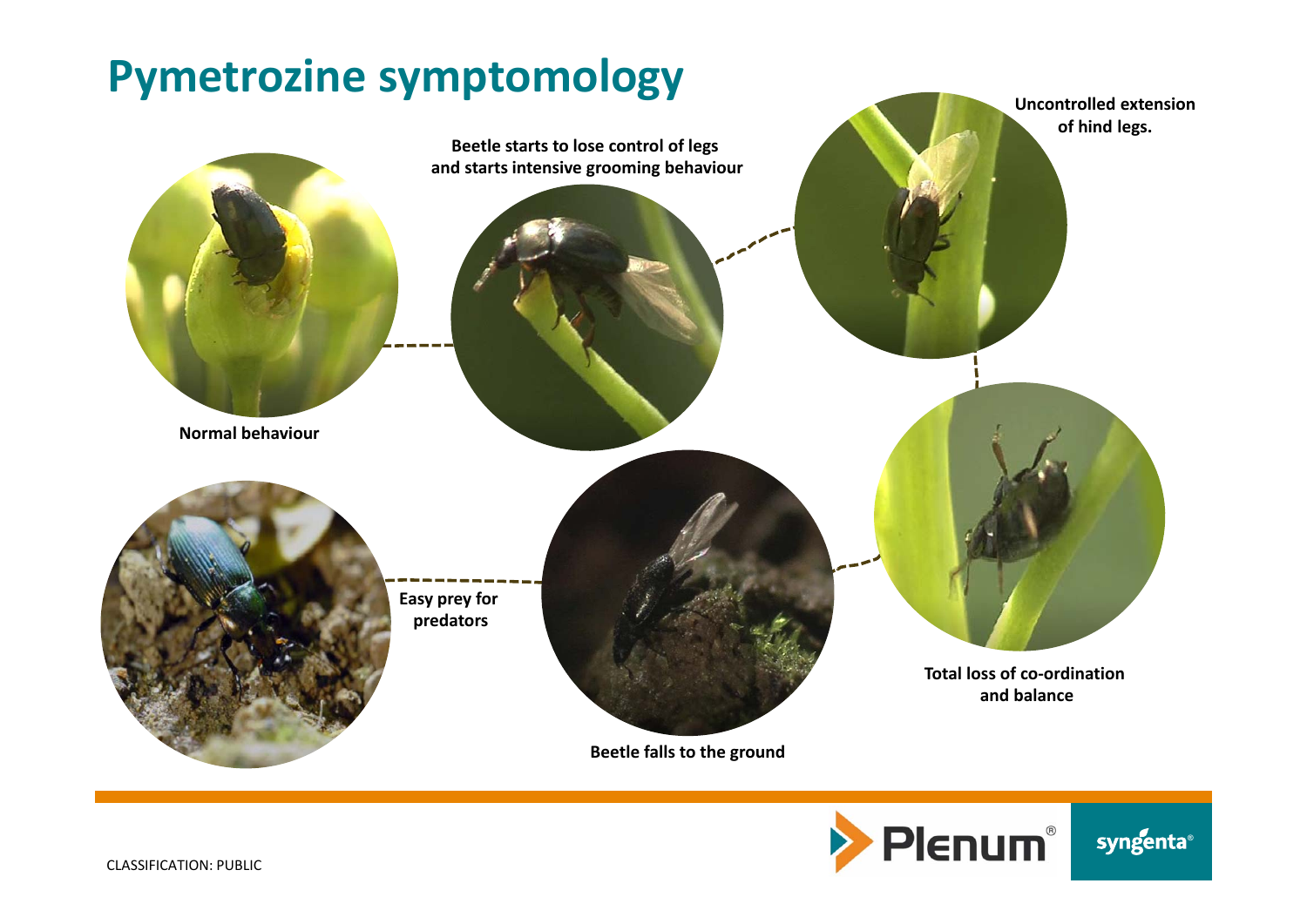# Pymetrozine symptomology

Normal behaviour

Beetle starts to lose control of legs and starts intensive grooming behaviour

Uncontrolled extension of hind legs.

Total loss of co-ordination and balance

Beetle falls to the ground

Easy prey for predators

CLASSIFICATION: PUBLIC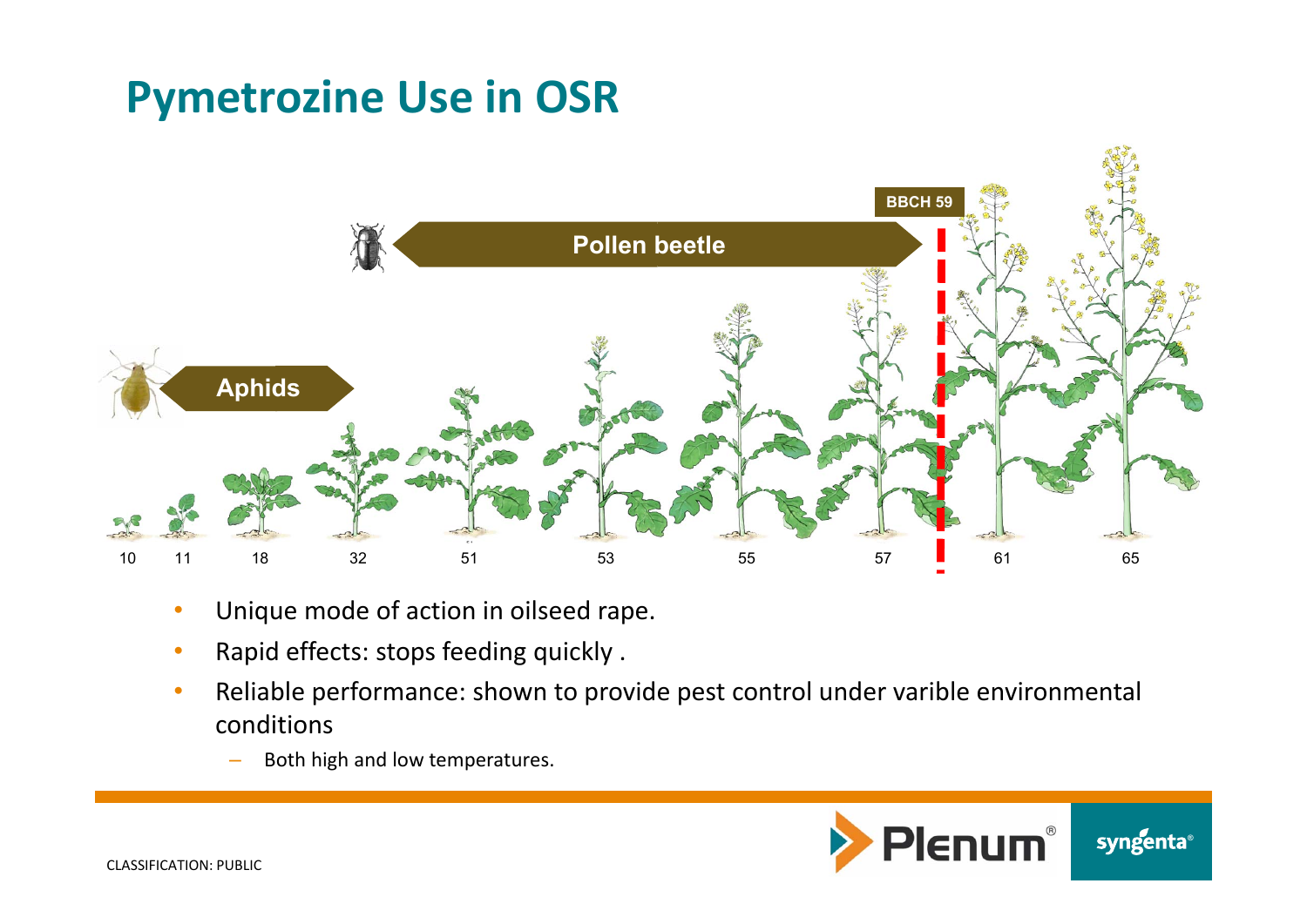# Pymetrozine Use in OSR

Aphids

Pollen beetle

BBCH 59

10 11 18 32 51 53 55 57 61 65

- Unique mode of action in oilseed rape.
- Rapid effects: stops feeding quickly .
- Reliable performance: shown to provide pest control under varible environmental conditions
  - Both high and low temperatures.

CLASSIFICATION: PUBLIC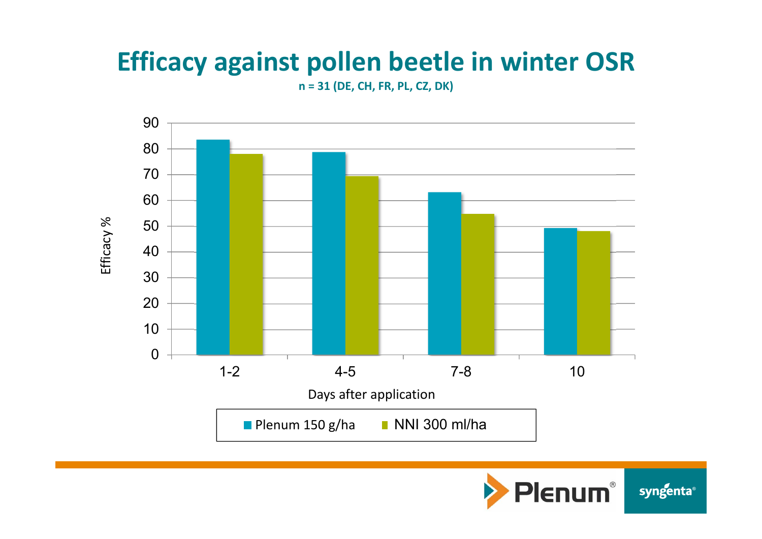# Efficacy against pollen beetle in winter OSR

**n = 31 (DE, CH, FR, PL, CZ, DK)**

Efficacy %

90
80
70
60
50
40
30
20
10
0

1-2 | 4-5 | 7-8 | 10

Days after application

Plenum 150 g/ha | NNI 300 ml/ha

Plenum®

syngenta®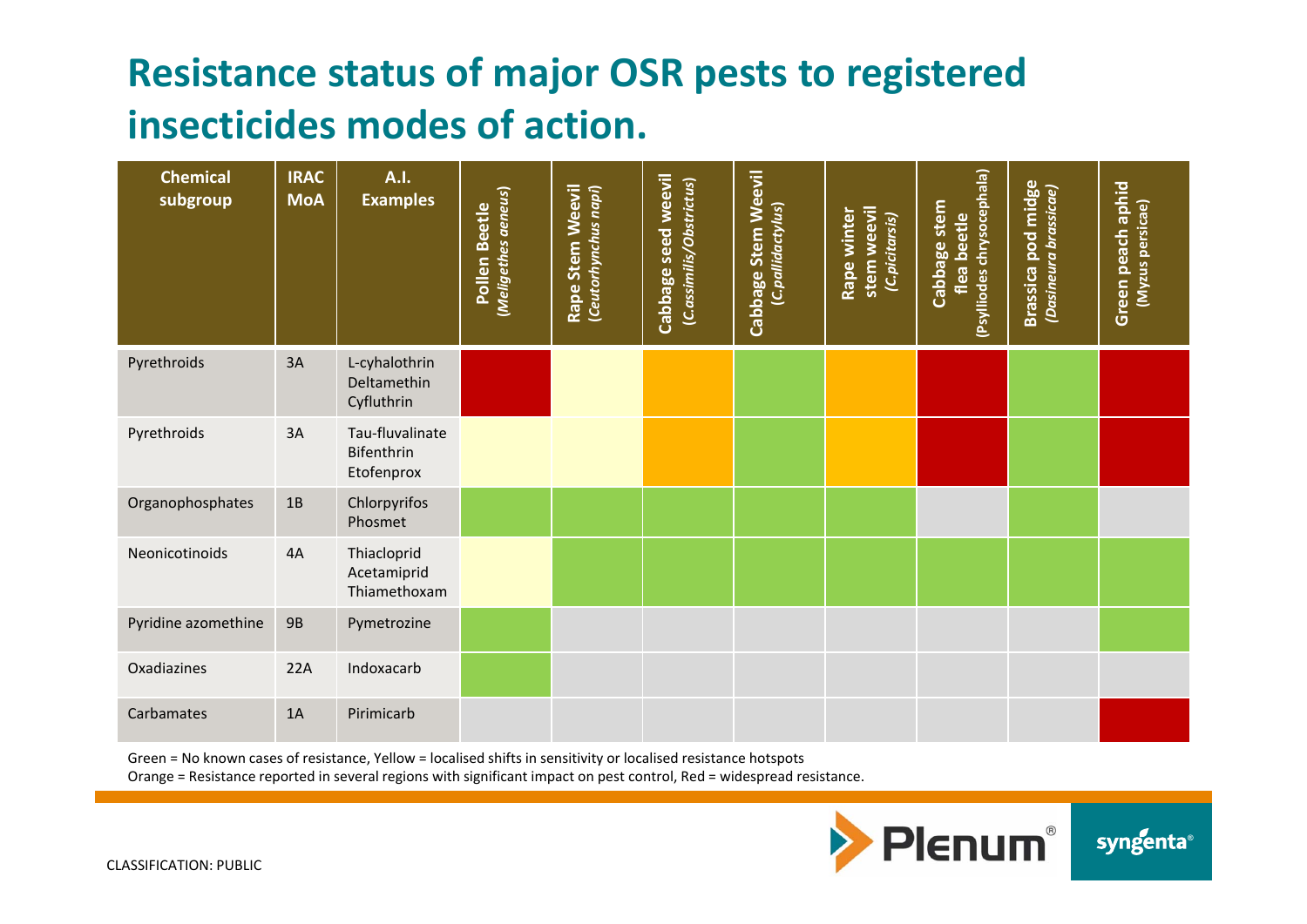# Resistance status of major OSR pests to registered insecticides modes of action.

| Chemical subgroup | IRAC MoA | A.I. Examples | Pollen Beetle (*Meligethes aeneus*) | Rape Stem Weevil (*Ceutorhynchus napi*) | Cabbage seed weevil (*C.assimilis/Obstrictus*) | Cabbage Stem Weevil (*C.pallidactylus*) | Rape winter stem weevil (*C.picitarsis*) | Cabbage stem flea beetle (Psylliodes chrysocephala) | Brassica pod midge (*Dasineura brassicae*) | Green peach aphid (Myzus persicae) |
|---|---|---|---|---|---|---|---|---|---|---|
| Pyrethroids | 3A | L-cyhalothrin Deltamethin Cyfluthrin | Red | Yellow | Orange | Green | Orange | Red | Green | Red |
| Pyrethroids | 3A | Tau-fluvalinate Bifenthrin Etofenprox | Yellow | Yellow | Orange | Green | Orange | Red | Green | Red |
| Organophosphates | 1B | Chlorpyrifos Phosmet | Green | Green | Green | Green | Green | | Green | |
| Neonicotinoids | 4A | Thiacloprid Acetamiprid Thiamethoxam | Yellow | Green | Green | Green | Green | Green | Green | Green |
| Pyridine azomethine | 9B | Pymetrozine | Green | | | | | | | Green |
| Oxadiazines | 22A | Indoxacarb | Green | | | | | | | |
| Carbamates | 1A | Pirimicarb | | | | | | | | Red |

Green = No known cases of resistance, Yellow = localised shifts in sensitivity or localised resistance hotspots
Orange = Resistance reported in several regions with significant impact on pest control, Red = widespread resistance.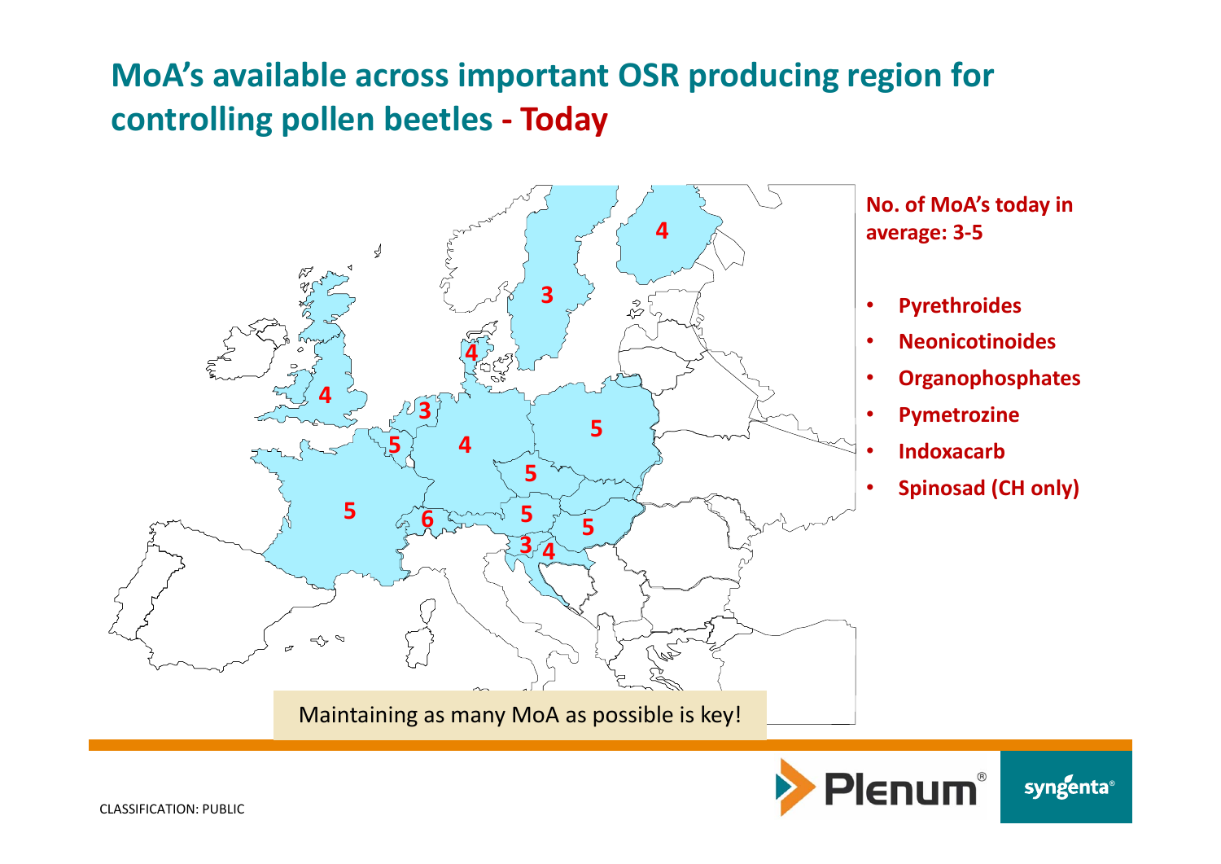## MoA's available across important OSR producing region for controlling pollen beetles - Today

**No. of MoA's today in average: 3-5**

- **Pyrethroides**
- **Neonicotinoides**
- **Organophosphates**
- **Pymetrozine**
- **Indoxacarb**
- **Spinosad (CH only)**

Maintaining as many MoA as possible is key!

CLASSIFICATION: PUBLIC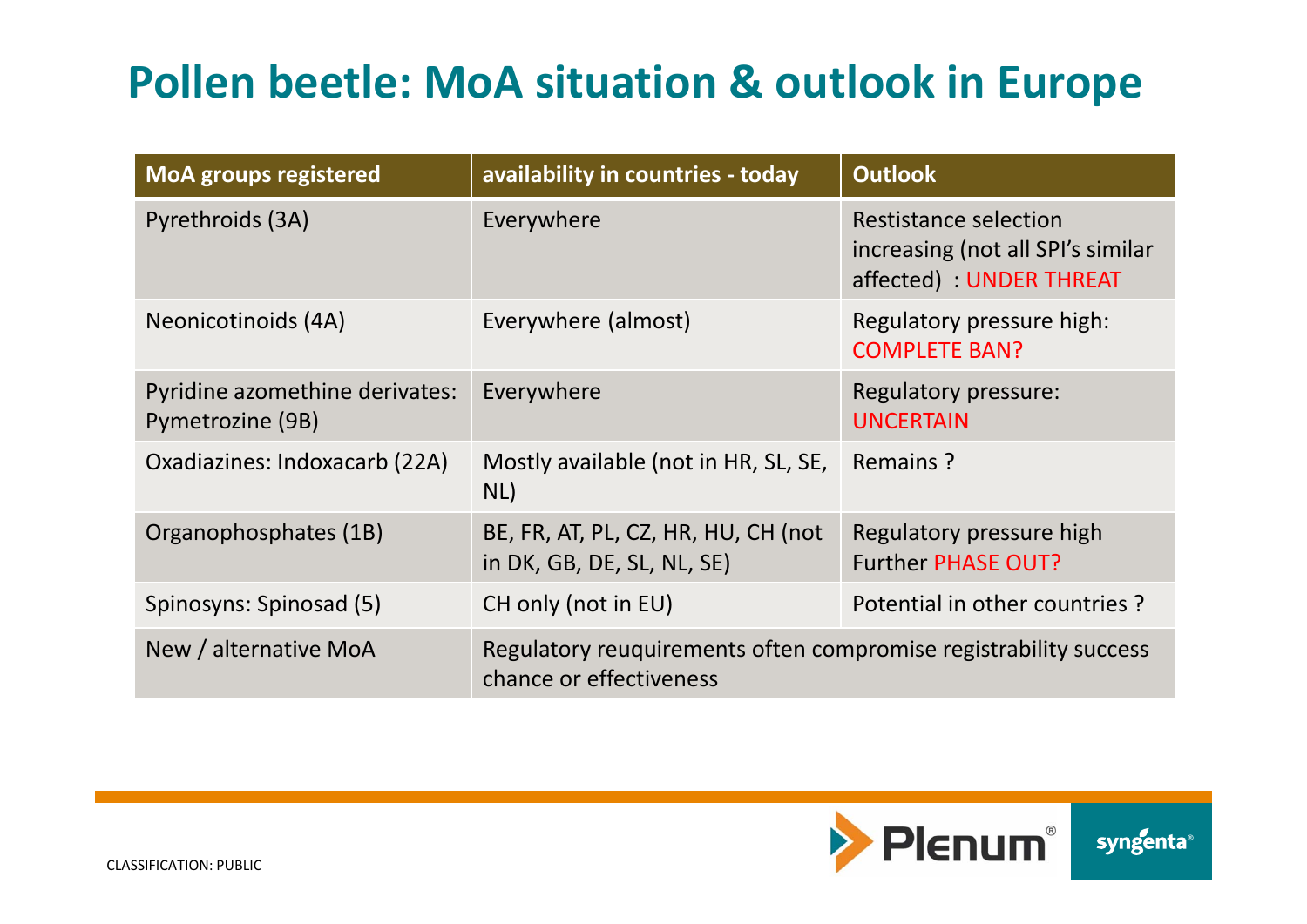# Pollen beetle: MoA situation & outlook in Europe

| MoA groups registered | availability in countries - today | Outlook |
|---|---|---|
| Pyrethroids (3A) | Everywhere | Restistance selection increasing (not all SPI's similar affected) : UNDER THREAT |
| Neonicotinoids (4A) | Everywhere (almost) | Regulatory pressure high: COMPLETE BAN? |
| Pyridine azomethine derivates: Pymetrozine (9B) | Everywhere | Regulatory pressure: UNCERTAIN |
| Oxadiazines: Indoxacarb (22A) | Mostly available (not in HR, SL, SE, NL) | Remains ? |
| Organophosphates (1B) | BE, FR, AT, PL, CZ, HR, HU, CH (not in DK, GB, DE, SL, NL, SE) | Regulatory pressure high Further PHASE OUT? |
| Spinosyns: Spinosad (5) | CH only (not in EU) | Potential in other countries ? |
| New / alternative MoA | Regulatory reuquirements often compromise registrability success chance or effectiveness | |

CLASSIFICATION: PUBLIC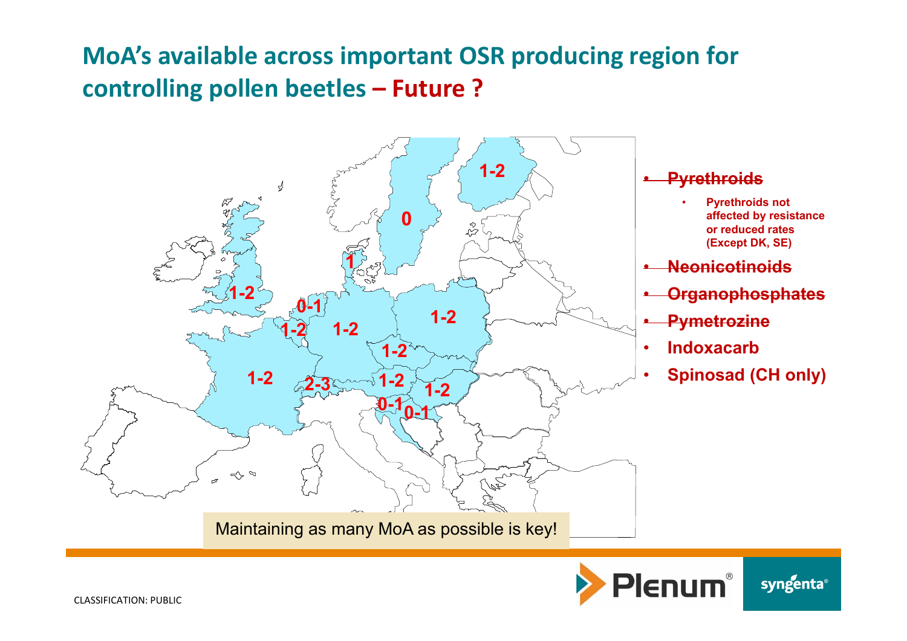# MoA's available across important OSR producing region for controlling pollen beetles – Future ?

- ~~Pyrethroids~~
  - Pyrethroids not affected by resistance or reduced rates (Except DK, SE)
- ~~Neonicotinoids~~
- ~~Organophosphates~~
- ~~Pymetrozine~~
- Indoxacarb
- Spinosad (CH only)

Maintaining as many MoA as possible is key!

CLASSIFICATION: PUBLIC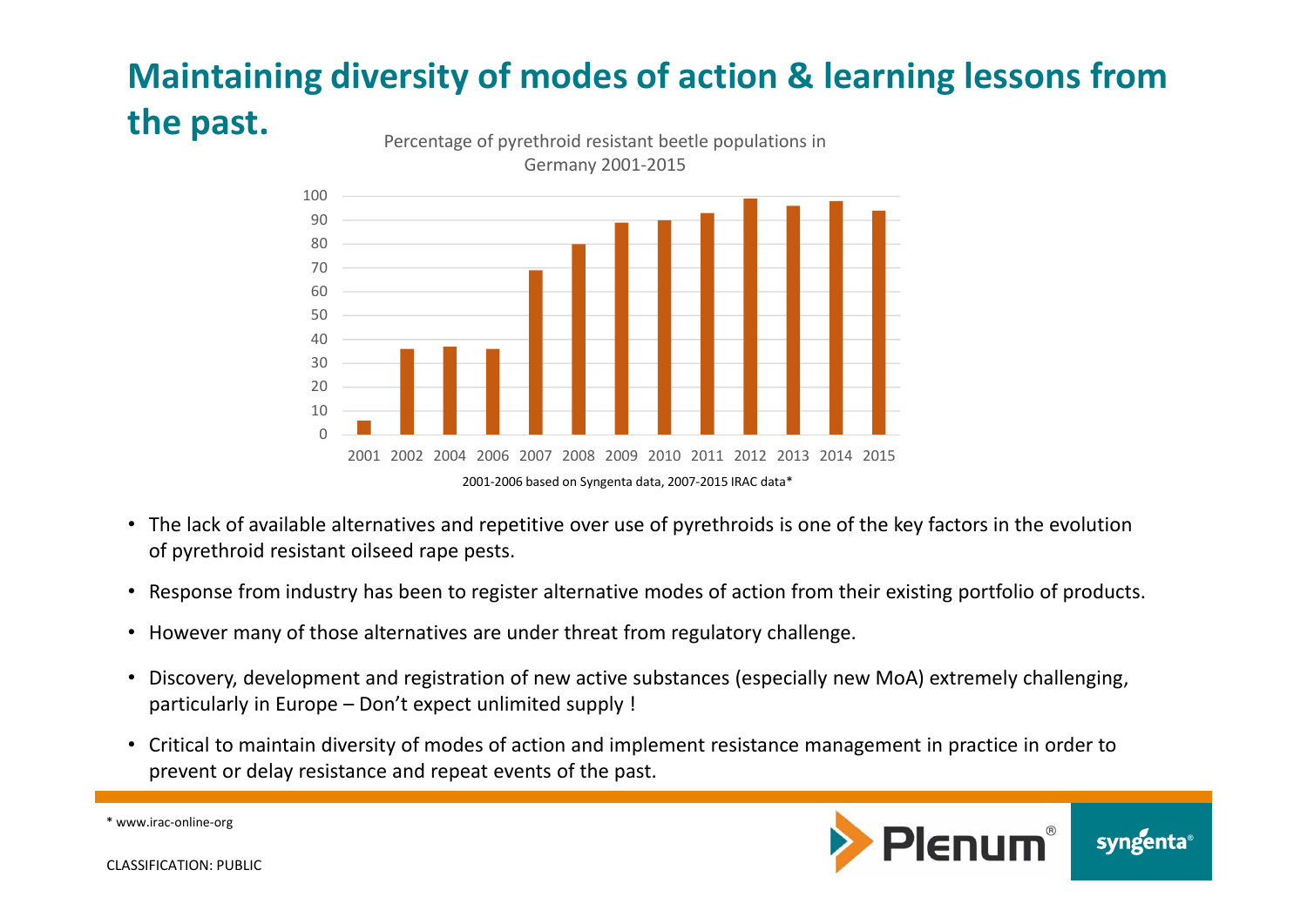# Maintaining diversity of modes of action & learning lessons from the past.

Percentage of pyrethroid resistant beetle populations in Germany 2001-2015

| Year | 2001 | 2002 | 2004 | 2006 | 2007 | 2008 | 2009 | 2010 | 2011 | 2012 | 2013 | 2014 | 2015 |
|---|---|---|---|---|---|---|---|---|---|---|---|---|---|
| % | 6 | 36 | 37 | 36 | 69 | 80 | 89 | 90 | 93 | 99 | 96 | 98 | 94 |

2001-2006 based on Syngenta data, 2007-2015 IRAC data*

- The lack of available alternatives and repetitive over use of pyrethroids is one of the key factors in the evolution of pyrethroid resistant oilseed rape pests.
- Response from industry has been to register alternative modes of action from their existing portfolio of products.
- However many of those alternatives are under threat from regulatory challenge.
- Discovery, development and registration of new active substances (especially new MoA) extremely challenging, particularly in Europe – Don't expect unlimited supply !
- Critical to maintain diversity of modes of action and implement resistance management in practice in order to prevent or delay resistance and repeat events of the past.

* www.irac-online-org

CLASSIFICATION: PUBLIC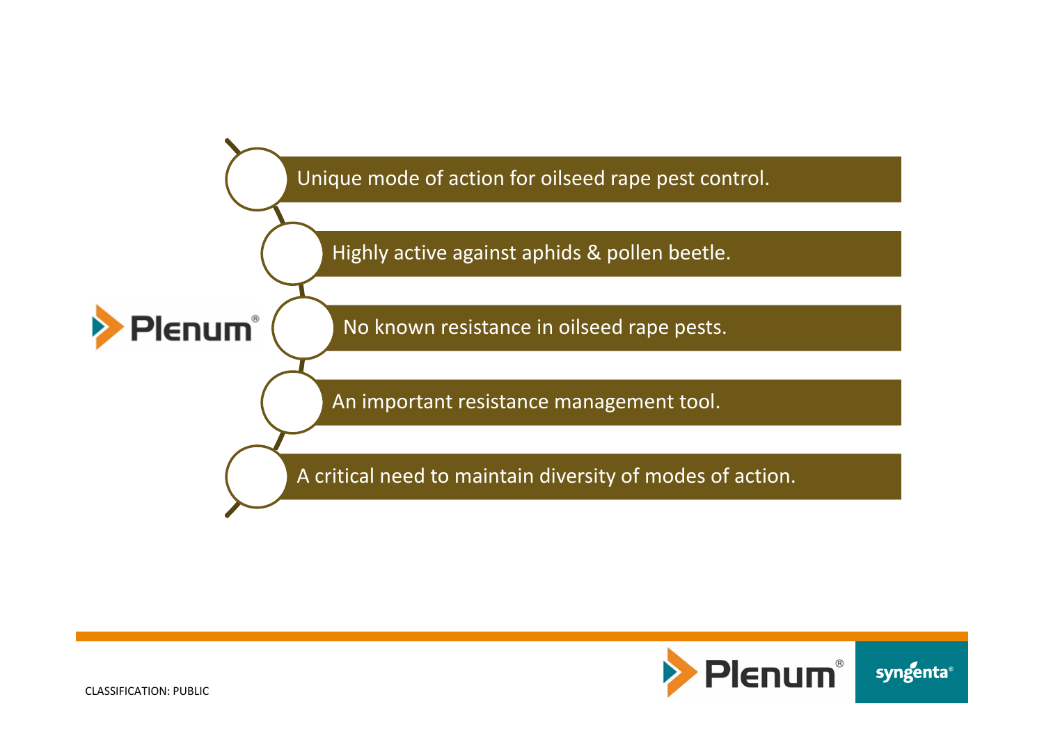Plenum®

- Unique mode of action for oilseed rape pest control.
- Highly active against aphids & pollen beetle.
- No known resistance in oilseed rape pests.
- An important resistance management tool.
- A critical need to maintain diversity of modes of action.

CLASSIFICATION: PUBLIC